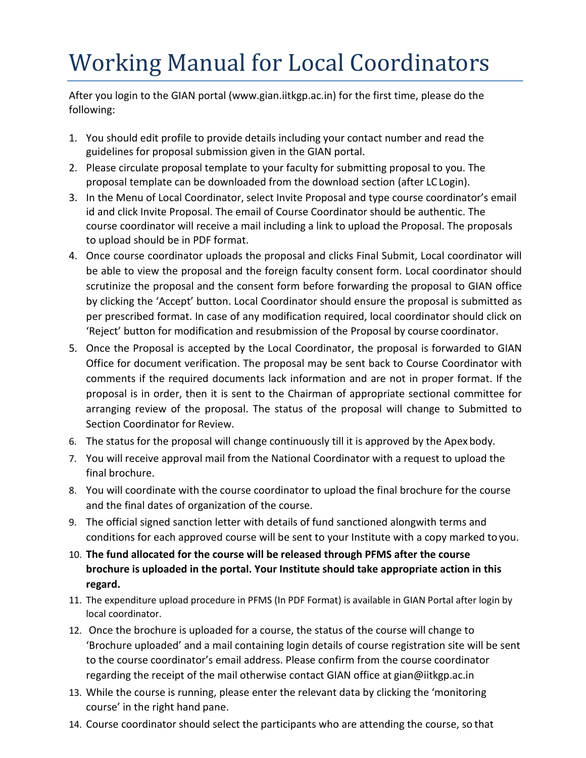# Working Manual for Local Coordinators

After you login to the GIAN portal (www.gian.iitkgp.ac.in) for the first time, please do the following:

1. You should edit profile to provide details including your contact number and read the guidelines for proposal submission given in the GIAN portal.
2. Please circulate proposal template to your faculty for submitting proposal to you. The proposal template can be downloaded from the download section (after LC Login).
3. In the Menu of Local Coordinator, select Invite Proposal and type course coordinator's email id and click Invite Proposal. The email of Course Coordinator should be authentic. The course coordinator will receive a mail including a link to upload the Proposal. The proposals to upload should be in PDF format.
4. Once course coordinator uploads the proposal and clicks Final Submit, Local coordinator will be able to view the proposal and the foreign faculty consent form. Local coordinator should scrutinize the proposal and the consent form before forwarding the proposal to GIAN office by clicking the 'Accept' button. Local Coordinator should ensure the proposal is submitted as per prescribed format. In case of any modification required, local coordinator should click on 'Reject' button for modification and resubmission of the Proposal by course coordinator.
5. Once the Proposal is accepted by the Local Coordinator, the proposal is forwarded to GIAN Office for document verification. The proposal may be sent back to Course Coordinator with comments if the required documents lack information and are not in proper format. If the proposal is in order, then it is sent to the Chairman of appropriate sectional committee for arranging review of the proposal. The status of the proposal will change to Submitted to Section Coordinator for Review.
6. The status for the proposal will change continuously till it is approved by the Apex body.
7. You will receive approval mail from the National Coordinator with a request to upload the final brochure.
8. You will coordinate with the course coordinator to upload the final brochure for the course and the final dates of organization of the course.
9. The official signed sanction letter with details of fund sanctioned alongwith terms and conditions for each approved course will be sent to your Institute with a copy marked to you.
10. **The fund allocated for the course will be released through PFMS after the course brochure is uploaded in the portal. Your Institute should take appropriate action in this regard.**
11. The expenditure upload procedure in PFMS (In PDF Format) is available in GIAN Portal after login by local coordinator.
12. Once the brochure is uploaded for a course, the status of the course will change to 'Brochure uploaded' and a mail containing login details of course registration site will be sent to the course coordinator's email address. Please confirm from the course coordinator regarding the receipt of the mail otherwise contact GIAN office at gian@iitkgp.ac.in
13. While the course is running, please enter the relevant data by clicking the 'monitoring course' in the right hand pane.
14. Course coordinator should select the participants who are attending the course, so that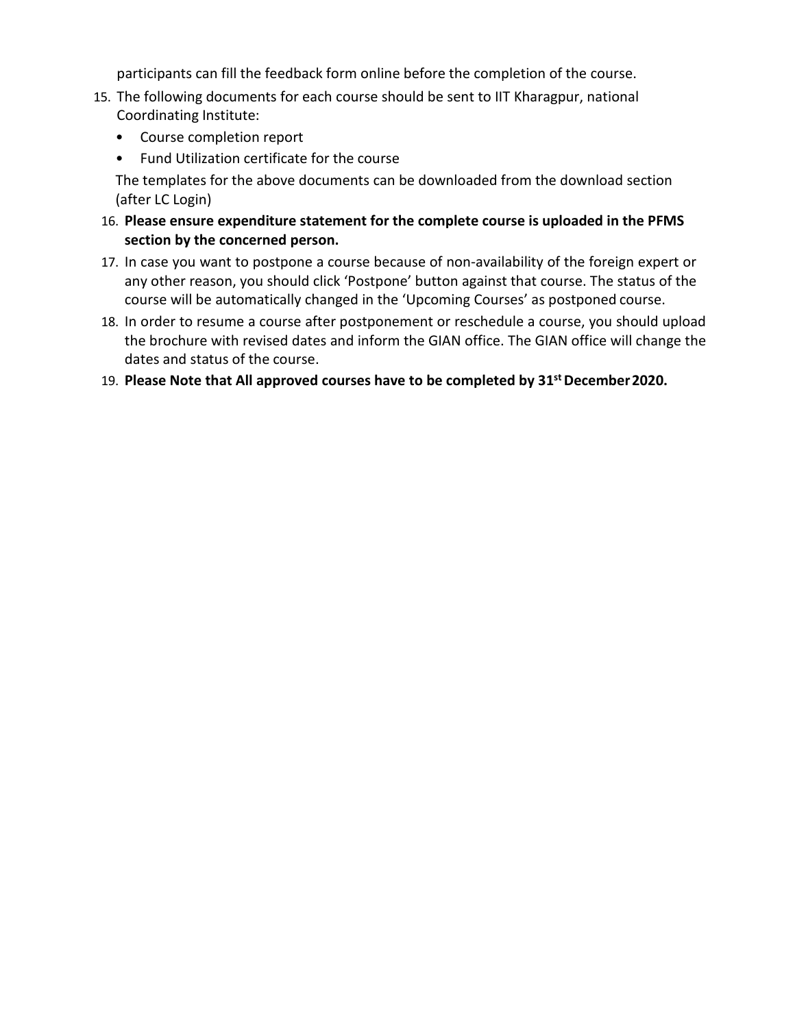participants can fill the feedback form online before the completion of the course.

15. The following documents for each course should be sent to IIT Kharagpur, national Coordinating Institute:
    - Course completion report
    - Fund Utilization certificate for the course

    The templates for the above documents can be downloaded from the download section (after LC Login)
16. **Please ensure expenditure statement for the complete course is uploaded in the PFMS section by the concerned person.**
17. In case you want to postpone a course because of non-availability of the foreign expert or any other reason, you should click 'Postpone' button against that course. The status of the course will be automatically changed in the 'Upcoming Courses' as postponed course.
18. In order to resume a course after postponement or reschedule a course, you should upload the brochure with revised dates and inform the GIAN office. The GIAN office will change the dates and status of the course.
19. **Please Note that All approved courses have to be completed by 31st December 2020.**